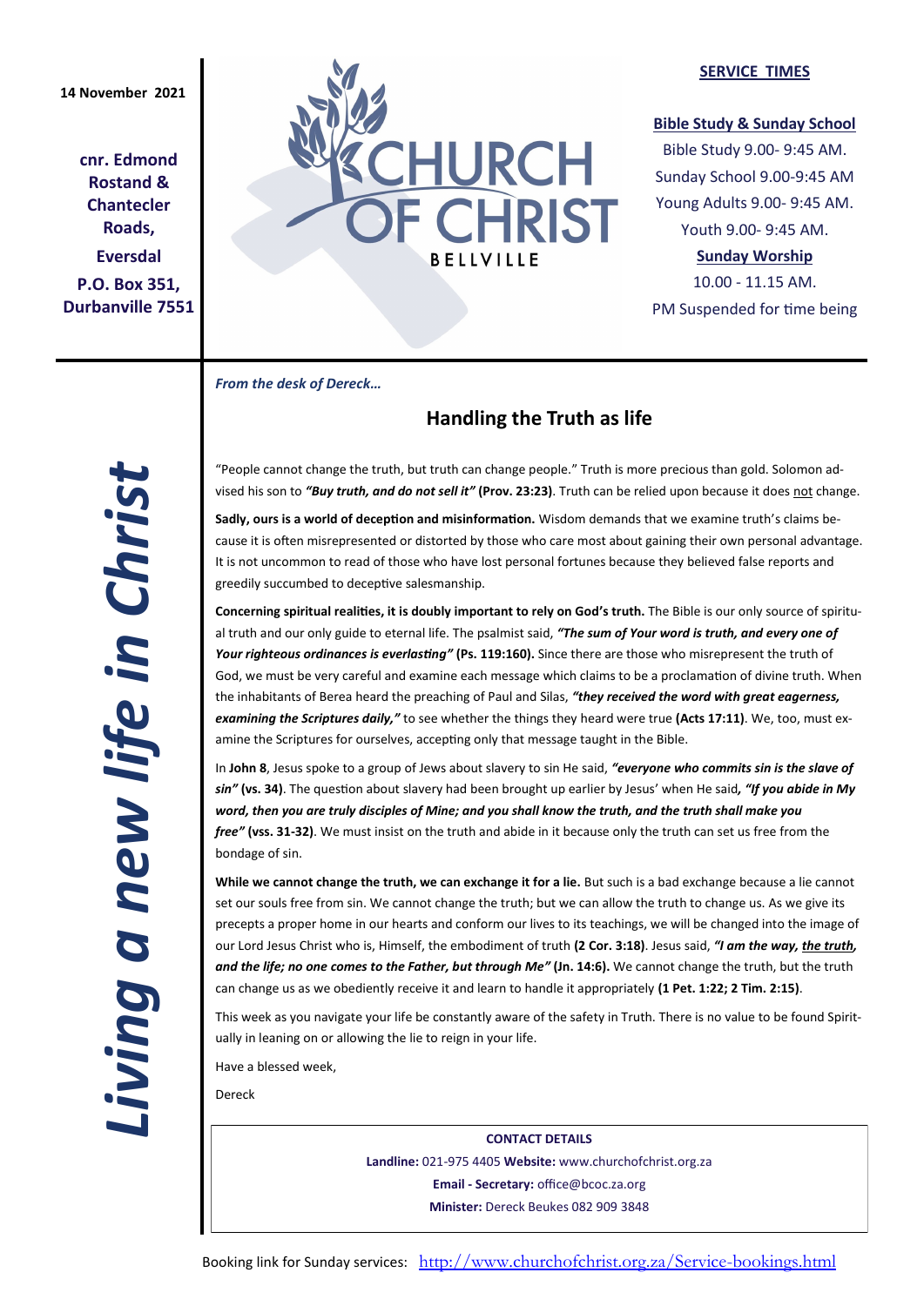14 November 2021

**cnr. Edmond Rostand & Chantecler Roads, Eversdal**
**P.O. Box 351, Durbanville 7551**

# CHURCH OF CHRIST BELLVILLE

**SERVICE TIMES**

**Bible Study & Sunday School**
Bible Study 9.00- 9:45 AM.
Sunday School 9.00-9:45 AM
Young Adults 9.00- 9:45 AM.
Youth 9.00- 9:45 AM.

**Sunday Worship**
10.00 - 11.15 AM.
PM Suspended for time being

*Living a new life in Christ*

***From the desk of Dereck…***

## Handling the Truth as life

"People cannot change the truth, but truth can change people." Truth is more precious than gold. Solomon advised his son to ***"Buy truth, and do not sell it"*** **(Prov. 23:23)**. Truth can be relied upon because it does not change.

**Sadly, ours is a world of deception and misinformation.** Wisdom demands that we examine truth's claims because it is often misrepresented or distorted by those who care most about gaining their own personal advantage. It is not uncommon to read of those who have lost personal fortunes because they believed false reports and greedily succumbed to deceptive salesmanship.

**Concerning spiritual realities, it is doubly important to rely on God's truth.** The Bible is our only source of spiritual truth and our only guide to eternal life. The psalmist said, ***"The sum of Your word is truth, and every one of Your righteous ordinances is everlasting"*** **(Ps. 119:160).** Since there are those who misrepresent the truth of God, we must be very careful and examine each message which claims to be a proclamation of divine truth. When the inhabitants of Berea heard the preaching of Paul and Silas, ***"they received the word with great eagerness, examining the Scriptures daily,"*** to see whether the things they heard were true **(Acts 17:11)**. We, too, must examine the Scriptures for ourselves, accepting only that message taught in the Bible.

In **John 8**, Jesus spoke to a group of Jews about slavery to sin He said, ***"everyone who commits sin is the slave of sin"*** **(vs. 34)**. The question about slavery had been brought up earlier by Jesus' when He said***, "If you abide in My word, then you are truly disciples of Mine; and you shall know the truth, and the truth shall make you free"*** **(vss. 31-32)**. We must insist on the truth and abide in it because only the truth can set us free from the bondage of sin.

**While we cannot change the truth, we can exchange it for a lie.** But such is a bad exchange because a lie cannot set our souls free from sin. We cannot change the truth; but we can allow the truth to change us. As we give its precepts a proper home in our hearts and conform our lives to its teachings, we will be changed into the image of our Lord Jesus Christ who is, Himself, the embodiment of truth **(2 Cor. 3:18)**. Jesus said, ***"I am the way, the truth, and the life; no one comes to the Father, but through Me"*** **(Jn. 14:6).** We cannot change the truth, but the truth can change us as we obediently receive it and learn to handle it appropriately **(1 Pet. 1:22; 2 Tim. 2:15)**.

This week as you navigate your life be constantly aware of the safety in Truth. There is no value to be found Spiritually in leaning on or allowing the lie to reign in your life.

Have a blessed week,

Dereck

**CONTACT DETAILS**
**Landline:** 021-975 4405 **Website:** www.churchofchrist.org.za
**Email - Secretary:** office@bcoc.za.org
**Minister:** Dereck Beukes 082 909 3848

Booking link for Sunday services: http://www.churchofchrist.org.za/Service-bookings.html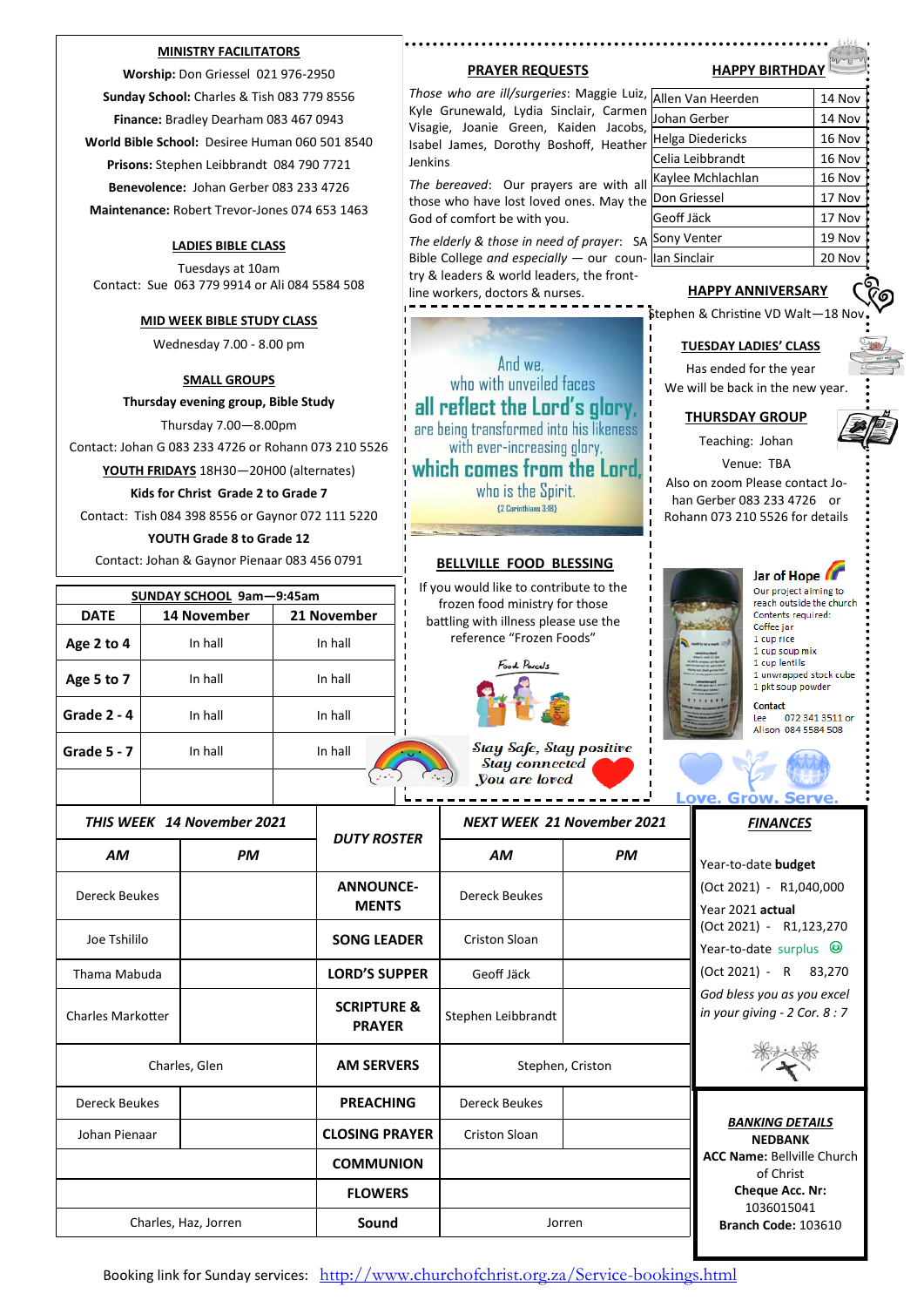## MINISTRY FACILITATORS

**Worship:** Don Griessel 021 976-2950

**Sunday School:** Charles & Tish 083 779 8556

**Finance:** Bradley Dearham 083 467 0943

**World Bible School:** Desiree Human 060 501 8540

**Prisons:** Stephen Leibbrandt 084 790 7721

**Benevolence:** Johan Gerber 083 233 4726

**Maintenance:** Robert Trevor-Jones 074 653 1463

## LADIES BIBLE CLASS

Tuesdays at 10am

Contact: Sue 063 779 9914 or Ali 084 5584 508

## MID WEEK BIBLE STUDY CLASS

Wednesday 7.00 - 8.00 pm

## SMALL GROUPS

**Thursday evening group, Bible Study**

Thursday 7.00—8.00pm

Contact: Johan G 083 233 4726 or Rohann 073 210 5526

**YOUTH FRIDAYS** 18H30—20H00 (alternates)

**Kids for Christ Grade 2 to Grade 7**

Contact: Tish 084 398 8556 or Gaynor 072 111 5220

**YOUTH Grade 8 to Grade 12**

Contact: Johan & Gaynor Pienaar 083 456 0791

## PRAYER REQUESTS

*Those who are ill/surgeries*: Maggie Luiz, Kyle Grunewald, Lydia Sinclair, Carmen Visagie, Joanie Green, Kaiden Jacobs, Isabel James, Dorothy Boshoff, Heather Jenkins

*The bereaved*: Our prayers are with all those who have lost loved ones. May the God of comfort be with you.

*The elderly & those in need of prayer*: SA Bible College *and especially* — our country & leaders & world leaders, the front-line workers, doctors & nurses.

## HAPPY BIRTHDAY

| | |
|---|---|
| Allen Van Heerden | 14 Nov |
| Johan Gerber | 14 Nov |
| Helga Diedericks | 16 Nov |
| Celia Leibbrandt | 16 Nov |
| Kaylee Mchlachlan | 16 Nov |
| Don Griessel | 17 Nov |
| Geoff Jäck | 17 Nov |
| Sony Venter | 19 Nov |
| Ian Sinclair | 20 Nov |

## HAPPY ANNIVERSARY

Stephen & Christine VD Walt—18 Nov

And we, who with unveiled faces all reflect the Lord's glory, are being transformed into his likeness with ever-increasing glory, which comes from the Lord, who is the Spirit.
(2 Corinthians 3:18)

## TUESDAY LADIES' CLASS

Has ended for the year

We will be back in the new year.

## THURSDAY GROUP

Teaching: Johan

Venue: TBA

Also on zoom Please contact Johan Gerber 083 233 4726 or Rohann 073 210 5526 for details

## BELLVILLE FOOD BLESSING

If you would like to contribute to the frozen food ministry for those battling with illness please use the reference "Frozen Foods"

Food Parcels

Stay Safe, Stay positive
Stay connected
You are loved

**Jar of Hope**

Our project aiming to reach outside the church
Contents required:
Coffee jar
1 cup rice
1 cup soup mix
1 cup lentils
1 unwrapped stock cube
1 pkt soup powder

**Contact**
lee 072 341 3511 or
Alison 084 5584 508

Love. Grow. Serve.

## SUNDAY SCHOOL 9am—9:45am

| DATE | 14 November | 21 November |
|---|---|---|
| **Age 2 to 4** | In hall | In hall |
| **Age 5 to 7** | In hall | In hall |
| **Grade 2 - 4** | In hall | In hall |
| **Grade 5 - 7** | In hall | In hall |

## DUTY ROSTER

| *THIS WEEK 14 November 2021* AM | PM | *DUTY ROSTER* | *NEXT WEEK 21 November 2021* AM | PM |
|---|---|---|---|---|
| Dereck Beukes | | ANNOUNCE-MENTS | Dereck Beukes | |
| Joe Tshililo | | SONG LEADER | Criston Sloan | |
| Thama Mabuda | | LORD'S SUPPER | Geoff Jäck | |
| Charles Markotter | | SCRIPTURE & PRAYER | Stephen Leibbrandt | |
| Charles, Glen | | AM SERVERS | Stephen, Criston | |
| Dereck Beukes | | PREACHING | Dereck Beukes | |
| Johan Pienaar | | CLOSING PRAYER | Criston Sloan | |
| | | COMMUNION | | |
| | | FLOWERS | | |
| Charles, Haz, Jorren | | Sound | Jorren | |

## FINANCES

Year-to-date **budget**
(Oct 2021) - R1,040,000

Year 2021 **actual**
(Oct 2021) - R1,123,270

Year-to-date surplus
(Oct 2021) - R 83,270

*God bless you as you excel in your giving - 2 Cor. 8 : 7*

## BANKING DETAILS

**NEDBANK**

**ACC Name:** Bellville Church of Christ

**Cheque Acc. Nr:** 1036015041

**Branch Code:** 103610

Booking link for Sunday services: http://www.churchofchrist.org.za/Service-bookings.html